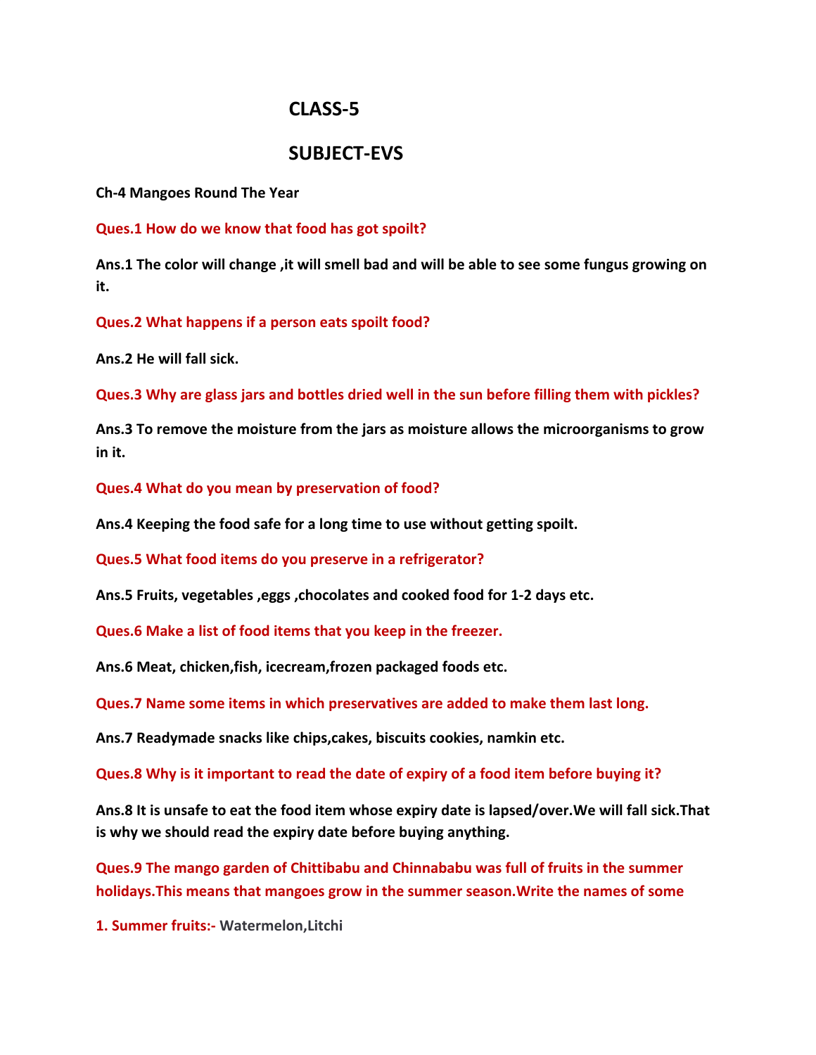# CLASS-5

# SUBJECT-EVS

**Ch-4 Mangoes Round The Year**

**Ques.1 How do we know that food has got spoilt?**

**Ans.1 The color will change ,it will smell bad and will be able to see some fungus growing on it.**

**Ques.2 What happens if a person eats spoilt food?**

**Ans.2 He will fall sick.**

**Ques.3 Why are glass jars and bottles dried well in the sun before filling them with pickles?**

**Ans.3 To remove the moisture from the jars as moisture allows the microorganisms to grow in it.**

**Ques.4 What do you mean by preservation of food?**

**Ans.4 Keeping the food safe for a long time to use without getting spoilt.**

**Ques.5 What food items do you preserve in a refrigerator?**

**Ans.5 Fruits, vegetables ,eggs ,chocolates and cooked food for 1-2 days etc.**

**Ques.6 Make a list of food items that you keep in the freezer.**

**Ans.6 Meat, chicken,fish, icecream,frozen packaged foods etc.**

**Ques.7 Name some items in which preservatives are added to make them last long.**

**Ans.7 Readymade snacks like chips,cakes, biscuits cookies, namkin etc.**

**Ques.8 Why is it important to read the date of expiry of a food item before buying it?**

**Ans.8 It is unsafe to eat the food item whose expiry date is lapsed/over.We will fall sick.That is why we should read the expiry date before buying anything.**

**Ques.9 The mango garden of Chittibabu and Chinnababu was full of fruits in the summer holidays.This means that mangoes grow in the summer season.Write the names of some**

**1. Summer fruits:- Watermelon,Litchi**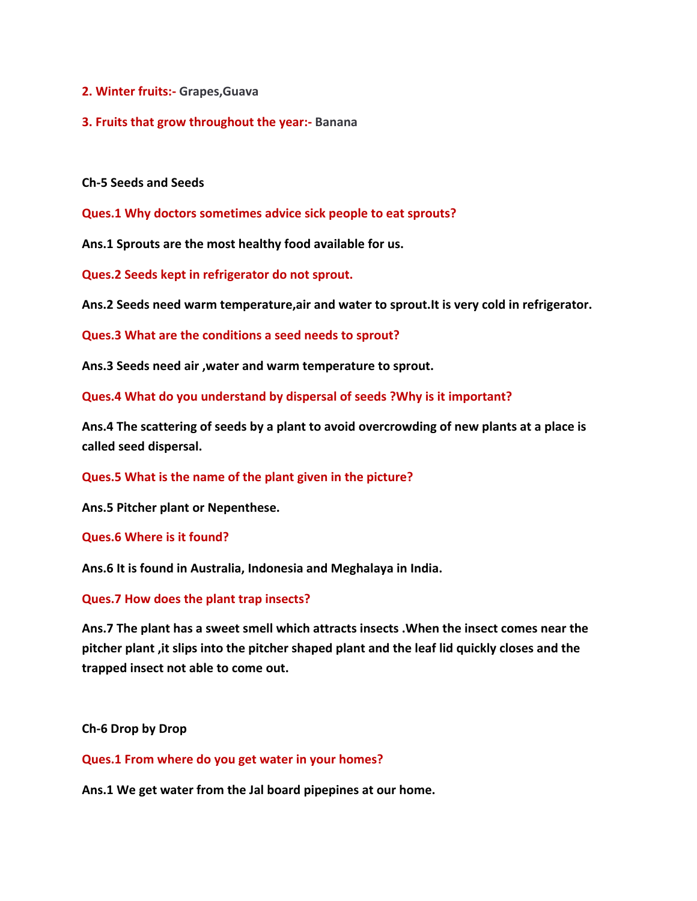**2. Winter fruits:-** Grapes,Guava

**3. Fruits that grow throughout the year:-** Banana

**Ch-5 Seeds and Seeds**

**Ques.1 Why doctors sometimes advice sick people to eat sprouts?**

**Ans.1 Sprouts are the most healthy food available for us.**

**Ques.2 Seeds kept in refrigerator do not sprout.**

**Ans.2 Seeds need warm temperature,air and water to sprout.It is very cold in refrigerator.**

**Ques.3 What are the conditions a seed needs to sprout?**

**Ans.3 Seeds need air ,water and warm temperature to sprout.**

**Ques.4 What do you understand by dispersal of seeds ?Why is it important?**

**Ans.4 The scattering of seeds by a plant to avoid overcrowding of new plants at a place is called seed dispersal.**

**Ques.5 What is the name of the plant given in the picture?**

**Ans.5 Pitcher plant or Nepenthese.**

**Ques.6 Where is it found?**

**Ans.6 It is found in Australia, Indonesia and Meghalaya in India.**

**Ques.7 How does the plant trap insects?**

**Ans.7 The plant has a sweet smell which attracts insects .When the insect comes near the pitcher plant ,it slips into the pitcher shaped plant and the leaf lid quickly closes and the trapped insect not able to come out.**

**Ch-6 Drop by Drop**

**Ques.1 From where do you get water in your homes?**

**Ans.1 We get water from the Jal board pipepines at our home.**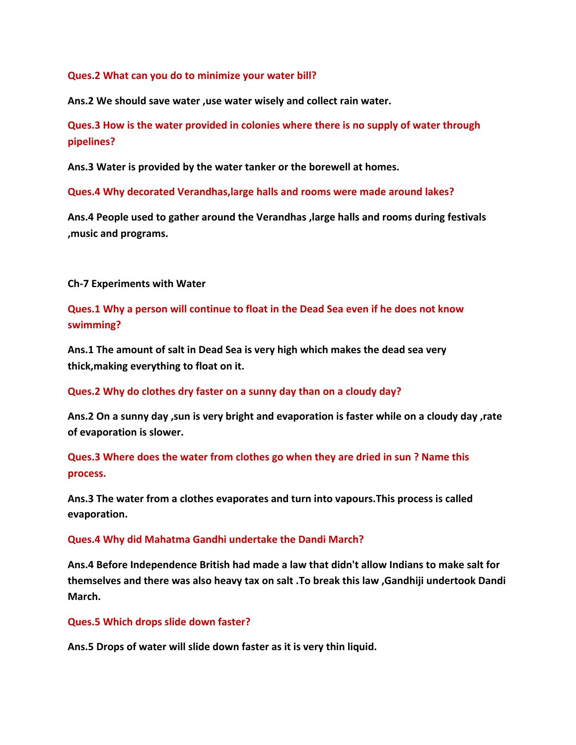**Ques.2 What can you do to minimize your water bill?**

**Ans.2 We should save water ,use water wisely and collect rain water.**

**Ques.3 How is the water provided in colonies where there is no supply of water through pipelines?**

**Ans.3 Water is provided by the water tanker or the borewell at homes.**

**Ques.4 Why decorated Verandhas,large halls and rooms were made around lakes?**

**Ans.4 People used to gather around the Verandhas ,large halls and rooms during festivals ,music and programs.**

**Ch-7 Experiments with Water**

**Ques.1 Why a person will continue to float in the Dead Sea even if he does not know swimming?**

**Ans.1 The amount of salt in Dead Sea is very high which makes the dead sea very thick,making everything to float on it.**

**Ques.2 Why do clothes dry faster on a sunny day than on a cloudy day?**

**Ans.2 On a sunny day ,sun is very bright and evaporation is faster while on a cloudy day ,rate of evaporation is slower.**

**Ques.3 Where does the water from clothes go when they are dried in sun ? Name this process.**

**Ans.3 The water from a clothes evaporates and turn into vapours.This process is called evaporation.**

**Ques.4 Why did Mahatma Gandhi undertake the Dandi March?**

**Ans.4 Before Independence British had made a law that didn't allow Indians to make salt for themselves and there was also heavy tax on salt .To break this law ,Gandhiji undertook Dandi March.**

**Ques.5 Which drops slide down faster?**

**Ans.5 Drops of water will slide down faster as it is very thin liquid.**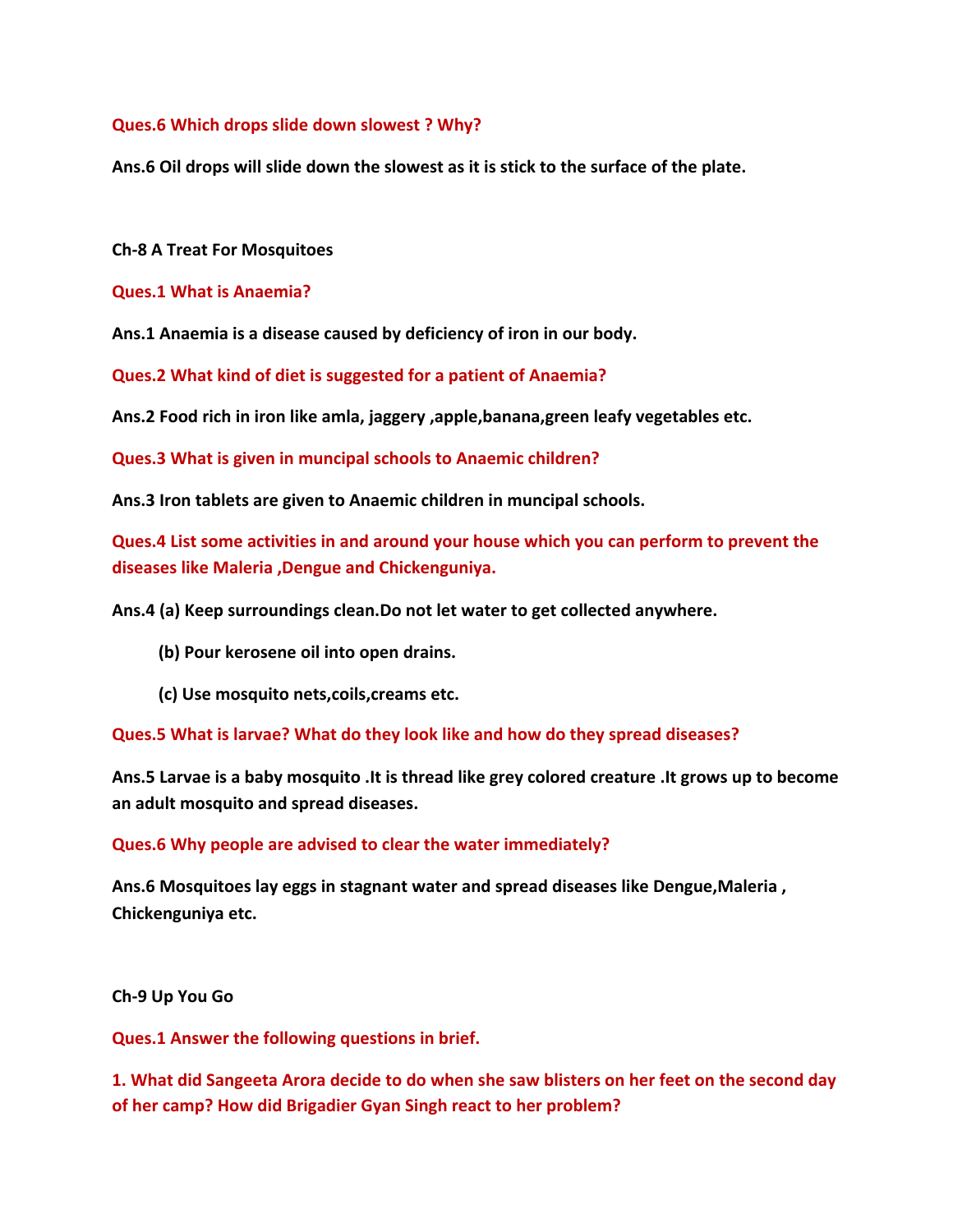**Ques.6 Which drops slide down slowest ? Why?**

**Ans.6 Oil drops will slide down the slowest as it is stick to the surface of the plate.**

## Ch-8 A Treat For Mosquitoes

**Ques.1 What is Anaemia?**

**Ans.1 Anaemia is a disease caused by deficiency of iron in our body.**

**Ques.2 What kind of diet is suggested for a patient of Anaemia?**

**Ans.2 Food rich in iron like amla, jaggery ,apple,banana,green leafy vegetables etc.**

**Ques.3 What is given in muncipal schools to Anaemic children?**

**Ans.3 Iron tablets are given to Anaemic children in muncipal schools.**

**Ques.4 List some activities in and around your house which you can perform to prevent the diseases like Maleria ,Dengue and Chickenguniya.**

**Ans.4 (a) Keep surroundings clean.Do not let water to get collected anywhere.**

**(b) Pour kerosene oil into open drains.**

**(c) Use mosquito nets,coils,creams etc.**

**Ques.5 What is larvae? What do they look like and how do they spread diseases?**

**Ans.5 Larvae is a baby mosquito .It is thread like grey colored creature .It grows up to become an adult mosquito and spread diseases.**

**Ques.6 Why people are advised to clear the water immediately?**

**Ans.6 Mosquitoes lay eggs in stagnant water and spread diseases like Dengue,Maleria , Chickenguniya etc.**

## Ch-9 Up You Go

**Ques.1 Answer the following questions in brief.**

**1. What did Sangeeta Arora decide to do when she saw blisters on her feet on the second day of her camp? How did Brigadier Gyan Singh react to her problem?**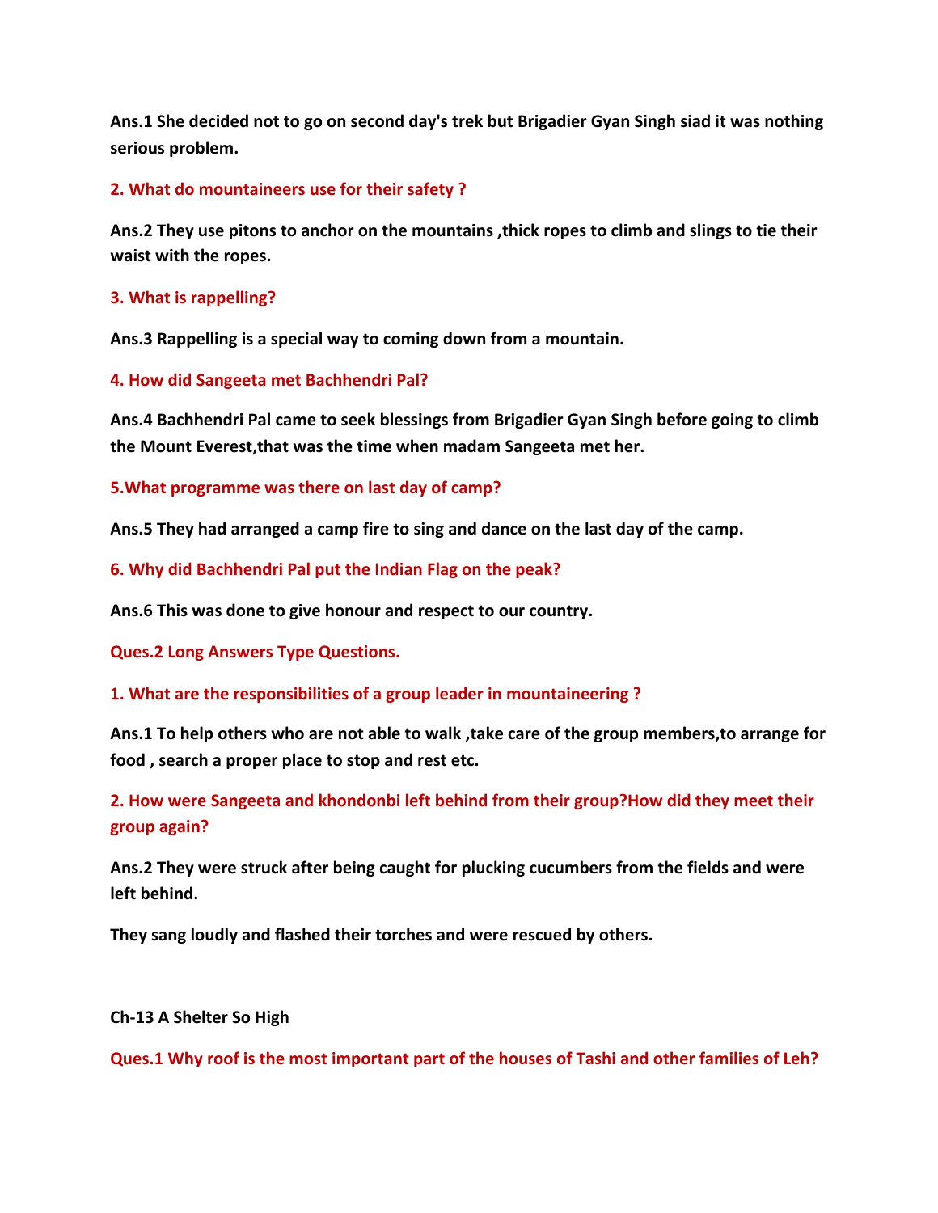**Ans.1 She decided not to go on second day's trek but Brigadier Gyan Singh siad it was nothing serious problem.**

**2. What do mountaineers use for their safety ?**

**Ans.2 They use pitons to anchor on the mountains ,thick ropes to climb and slings to tie their waist with the ropes.**

**3. What is rappelling?**

**Ans.3 Rappelling is a special way to coming down from a mountain.**

**4. How did Sangeeta met Bachhendri Pal?**

**Ans.4 Bachhendri Pal came to seek blessings from Brigadier Gyan Singh before going to climb the Mount Everest,that was the time when madam Sangeeta met her.**

**5.What programme was there on last day of camp?**

**Ans.5 They had arranged a camp fire to sing and dance on the last day of the camp.**

**6. Why did Bachhendri Pal put the Indian Flag on the peak?**

**Ans.6 This was done to give honour and respect to our country.**

**Ques.2 Long Answers Type Questions.**

**1. What are the responsibilities of a group leader in mountaineering ?**

**Ans.1 To help others who are not able to walk ,take care of the group members,to arrange for food , search a proper place to stop and rest etc.**

**2. How were Sangeeta and khondonbi left behind from their group?How did they meet their group again?**

**Ans.2 They were struck after being caught for plucking cucumbers from the fields and were left behind.**

**They sang loudly and flashed their torches and were rescued by others.**

**Ch-13 A Shelter So High**

**Ques.1 Why roof is the most important part of the houses of Tashi and other families of Leh?**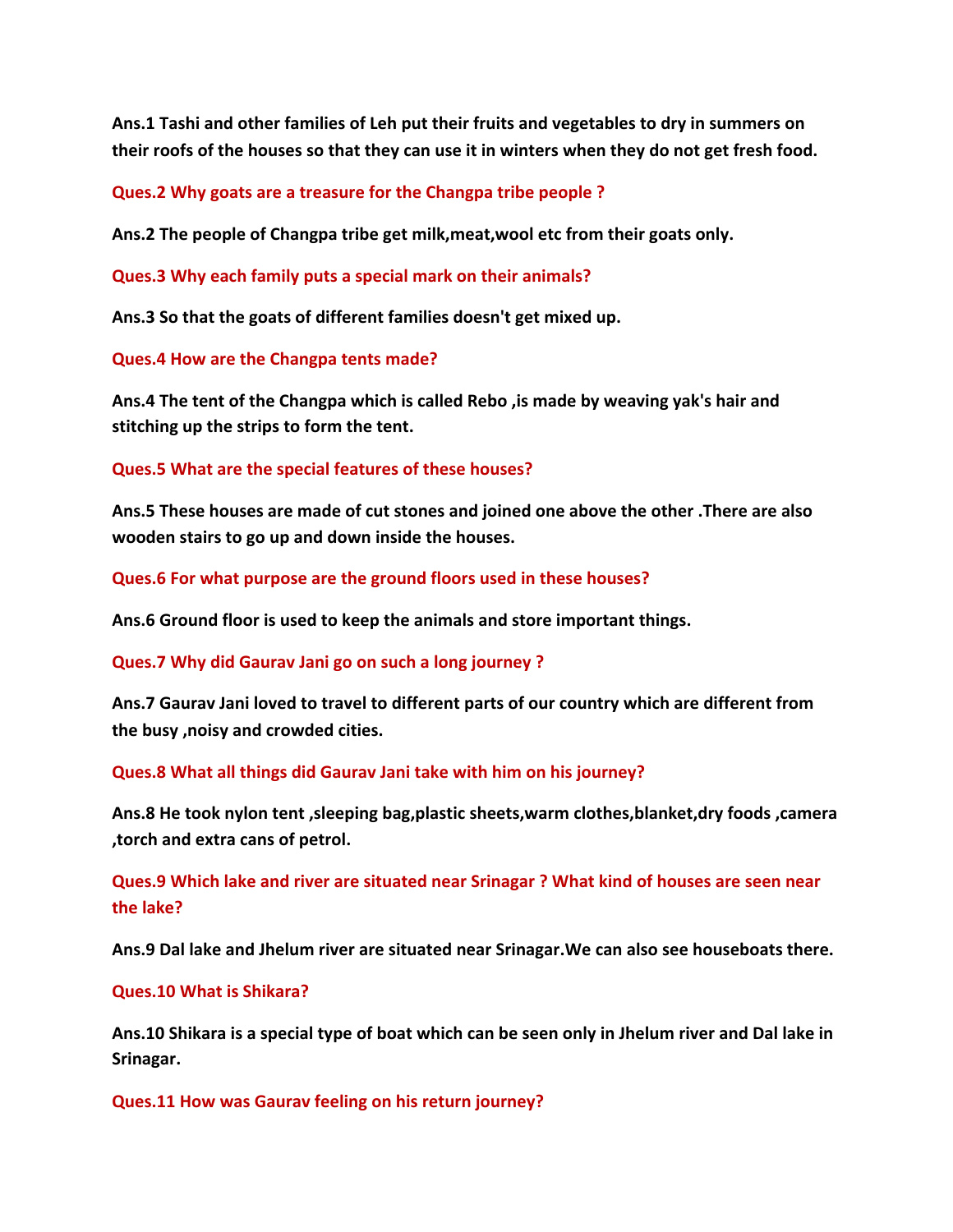**Ans.1 Tashi and other families of Leh put their fruits and vegetables to dry in summers on their roofs of the houses so that they can use it in winters when they do not get fresh food.**

**Ques.2 Why goats are a treasure for the Changpa tribe people ?**

**Ans.2 The people of Changpa tribe get milk,meat,wool etc from their goats only.**

**Ques.3 Why each family puts a special mark on their animals?**

**Ans.3 So that the goats of different families doesn't get mixed up.**

**Ques.4 How are the Changpa tents made?**

**Ans.4 The tent of the Changpa which is called Rebo ,is made by weaving yak's hair and stitching up the strips to form the tent.**

**Ques.5 What are the special features of these houses?**

**Ans.5 These houses are made of cut stones and joined one above the other .There are also wooden stairs to go up and down inside the houses.**

**Ques.6 For what purpose are the ground floors used in these houses?**

**Ans.6 Ground floor is used to keep the animals and store important things.**

**Ques.7 Why did Gaurav Jani go on such a long journey ?**

**Ans.7 Gaurav Jani loved to travel to different parts of our country which are different from the busy ,noisy and crowded cities.**

**Ques.8 What all things did Gaurav Jani take with him on his journey?**

**Ans.8 He took nylon tent ,sleeping bag,plastic sheets,warm clothes,blanket,dry foods ,camera ,torch and extra cans of petrol.**

**Ques.9 Which lake and river are situated near Srinagar ? What kind of houses are seen near the lake?**

**Ans.9 Dal lake and Jhelum river are situated near Srinagar.We can also see houseboats there.**

**Ques.10 What is Shikara?**

**Ans.10 Shikara is a special type of boat which can be seen only in Jhelum river and Dal lake in Srinagar.**

**Ques.11 How was Gaurav feeling on his return journey?**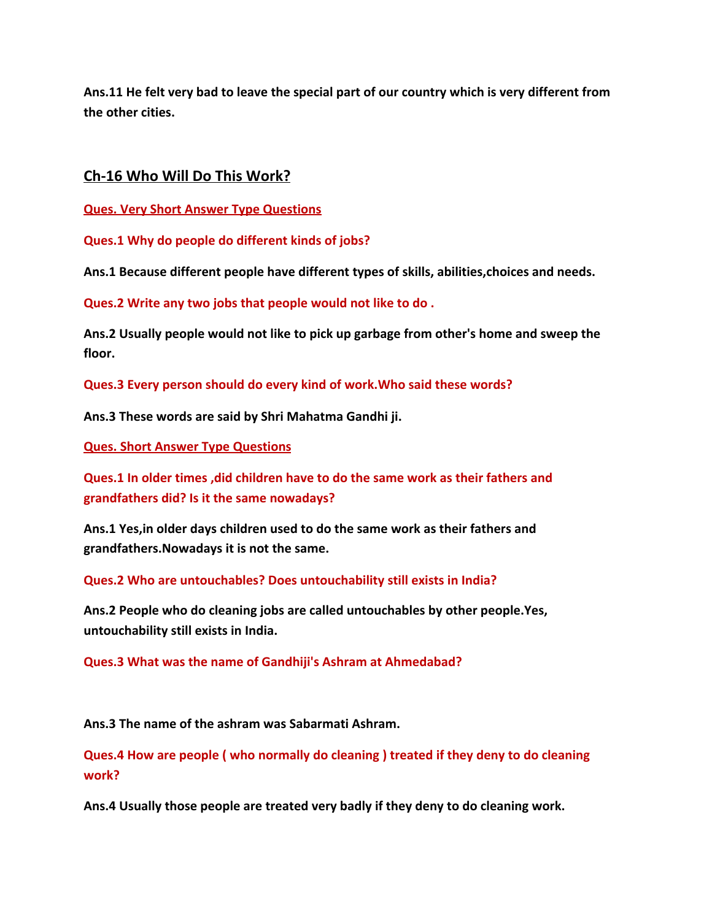**Ans.11 He felt very bad to leave the special part of our country which is very different from the other cities.**

## Ch-16 Who Will Do This Work?

**Ques. Very Short Answer Type Questions**

**Ques.1 Why do people do different kinds of jobs?**

**Ans.1 Because different people have different types of skills, abilities,choices and needs.**

**Ques.2 Write any two jobs that people would not like to do .**

**Ans.2 Usually people would not like to pick up garbage from other's home and sweep the floor.**

**Ques.3 Every person should do every kind of work.Who said these words?**

**Ans.3 These words are said by Shri Mahatma Gandhi ji.**

**Ques. Short Answer Type Questions**

**Ques.1 In older times ,did children have to do the same work as their fathers and grandfathers did? Is it the same nowadays?**

**Ans.1 Yes,in older days children used to do the same work as their fathers and grandfathers.Nowadays it is not the same.**

**Ques.2 Who are untouchables? Does untouchability still exists in India?**

**Ans.2 People who do cleaning jobs are called untouchables by other people.Yes, untouchability still exists in India.**

**Ques.3 What was the name of Gandhiji's Ashram at Ahmedabad?**

**Ans.3 The name of the ashram was Sabarmati Ashram.**

**Ques.4 How are people ( who normally do cleaning ) treated if they deny to do cleaning work?**

**Ans.4 Usually those people are treated very badly if they deny to do cleaning work.**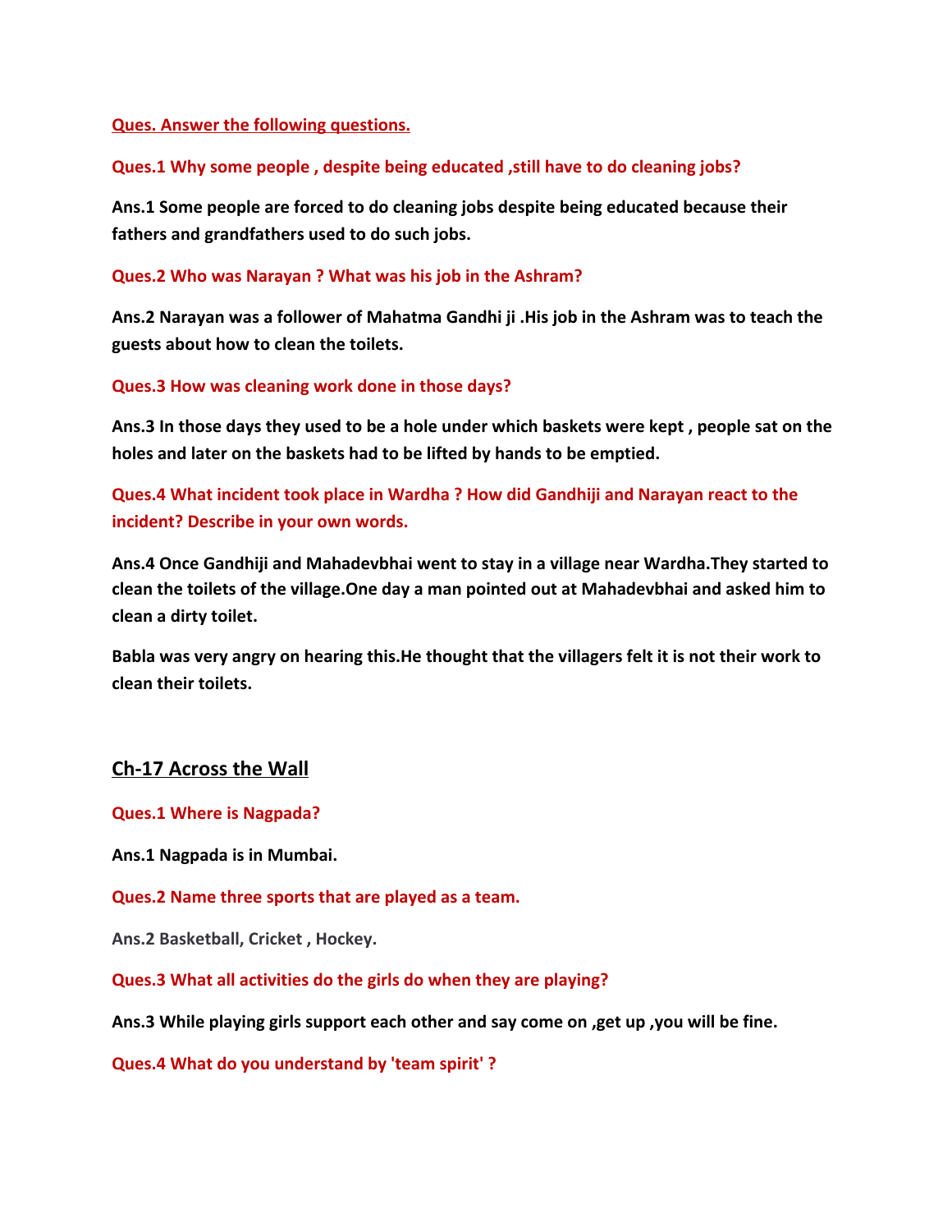**Ques. Answer the following questions.**

**Ques.1 Why some people , despite being educated ,still have to do cleaning jobs?**

**Ans.1 Some people are forced to do cleaning jobs despite being educated because their fathers and grandfathers used to do such jobs.**

**Ques.2 Who was Narayan ? What was his job in the Ashram?**

**Ans.2 Narayan was a follower of Mahatma Gandhi ji .His job in the Ashram was to teach the guests about how to clean the toilets.**

**Ques.3 How was cleaning work done in those days?**

**Ans.3 In those days they used to be a hole under which baskets were kept , people sat on the holes and later on the baskets had to be lifted by hands to be emptied.**

**Ques.4 What incident took place in Wardha ? How did Gandhiji and Narayan react to the incident? Describe in your own words.**

**Ans.4 Once Gandhiji and Mahadevbhai went to stay in a village near Wardha.They started to clean the toilets of the village.One day a man pointed out at Mahadevbhai and asked him to clean a dirty toilet.**

**Babla was very angry on hearing this.He thought that the villagers felt it is not their work to clean their toilets.**

## Ch-17 Across the Wall

**Ques.1 Where is Nagpada?**

**Ans.1 Nagpada is in Mumbai.**

**Ques.2 Name three sports that are played as a team.**

**Ans.2 Basketball, Cricket , Hockey.**

**Ques.3 What all activities do the girls do when they are playing?**

**Ans.3 While playing girls support each other and say come on ,get up ,you will be fine.**

**Ques.4 What do you understand by 'team spirit' ?**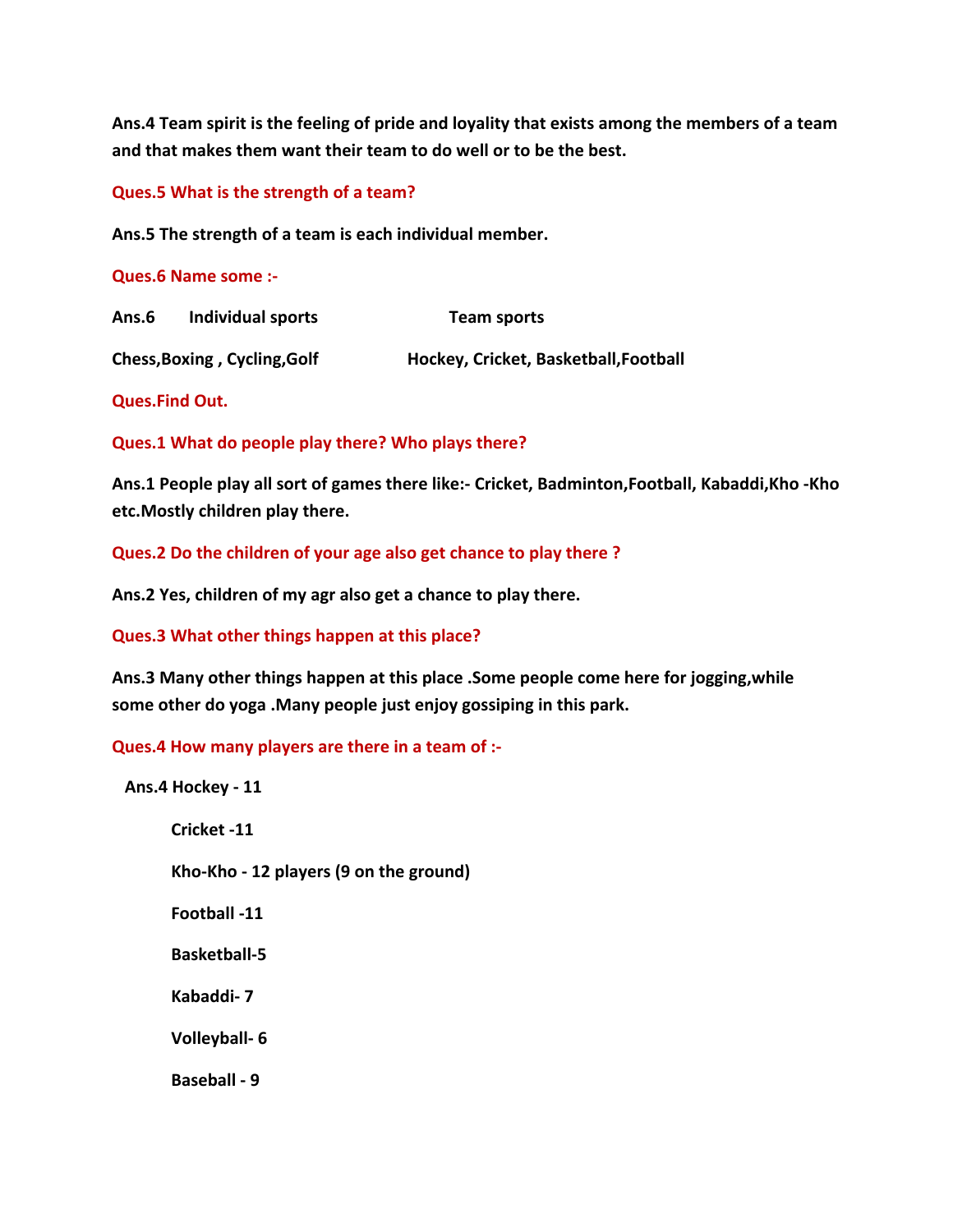**Ans.4 Team spirit is the feeling of pride and loyality that exists among the members of a team and that makes them want their team to do well or to be the best.**

**Ques.5 What is the strength of a team?**

**Ans.5 The strength of a team is each individual member.**

**Ques.6 Name some :-**

| **Ans.6 Individual sports** | **Team sports** |
| --- | --- |
| **Chess,Boxing , Cycling,Golf** | **Hockey, Cricket, Basketball,Football** |

**Ques.Find Out.**

**Ques.1 What do people play there? Who plays there?**

**Ans.1 People play all sort of games there like:- Cricket, Badminton,Football, Kabaddi,Kho -Kho etc.Mostly children play there.**

**Ques.2 Do the children of your age also get chance to play there ?**

**Ans.2 Yes, children of my agr also get a chance to play there.**

**Ques.3 What other things happen at this place?**

**Ans.3 Many other things happen at this place .Some people come here for jogging,while some other do yoga .Many people just enjoy gossiping in this park.**

**Ques.4 How many players are there in a team of :-**

**Ans.4 Hockey - 11**

**Cricket -11**

**Kho-Kho - 12 players (9 on the ground)**

**Football -11**

**Basketball-5**

**Kabaddi- 7**

**Volleyball- 6**

**Baseball - 9**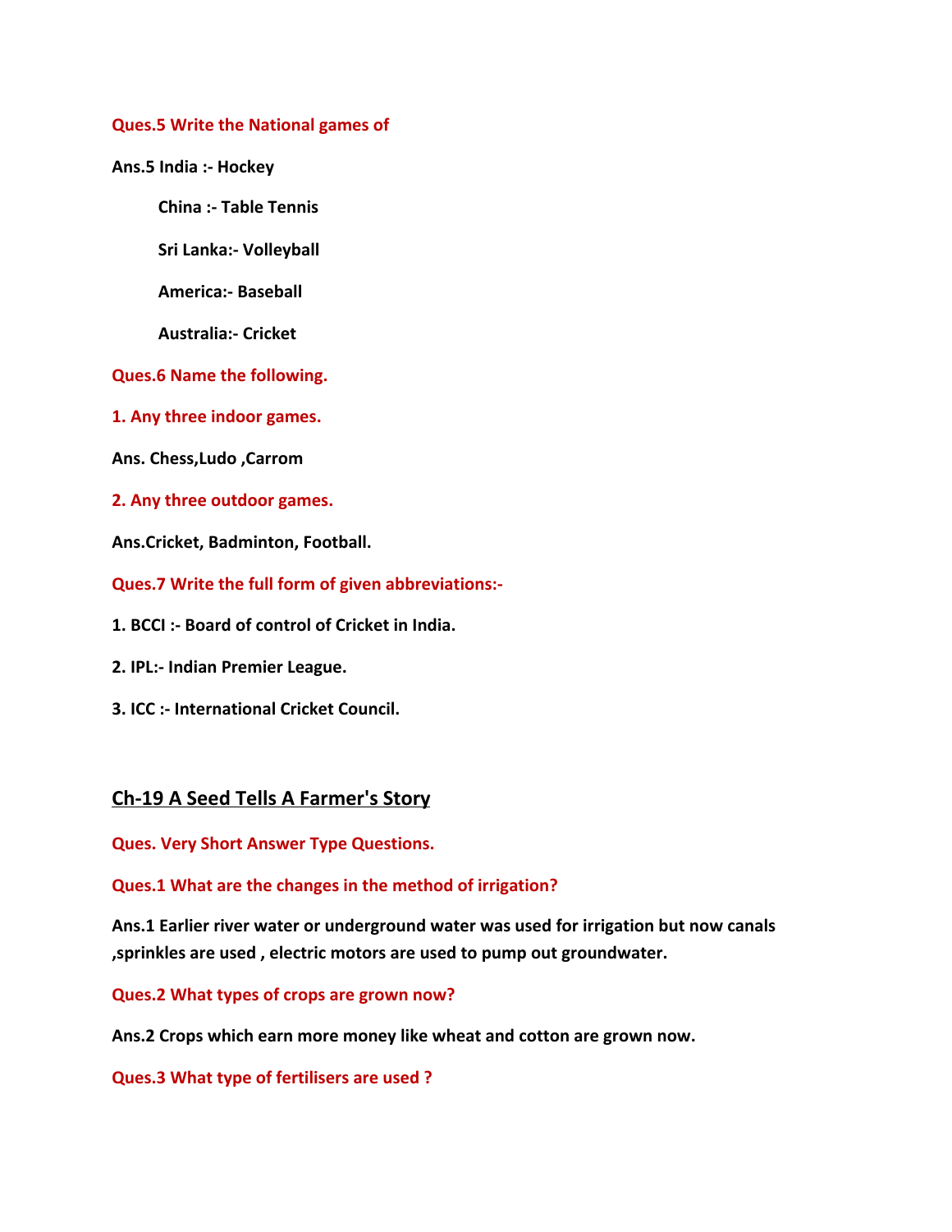**Ques.5 Write the National games of**

**Ans.5 India :- Hockey**

**China :- Table Tennis**

**Sri Lanka:- Volleyball**

**America:- Baseball**

**Australia:- Cricket**

**Ques.6 Name the following.**

**1. Any three indoor games.**

**Ans. Chess,Ludo ,Carrom**

**2. Any three outdoor games.**

**Ans.Cricket, Badminton, Football.**

**Ques.7 Write the full form of given abbreviations:-**

**1. BCCI :- Board of control of Cricket in India.**

**2. IPL:- Indian Premier League.**

**3. ICC :- International Cricket Council.**

## Ch-19 A Seed Tells A Farmer's Story

**Ques. Very Short Answer Type Questions.**

**Ques.1 What are the changes in the method of irrigation?**

**Ans.1 Earlier river water or underground water was used for irrigation but now canals ,sprinkles are used , electric motors are used to pump out groundwater.**

**Ques.2 What types of crops are grown now?**

**Ans.2 Crops which earn more money like wheat and cotton are grown now.**

**Ques.3 What type of fertilisers are used ?**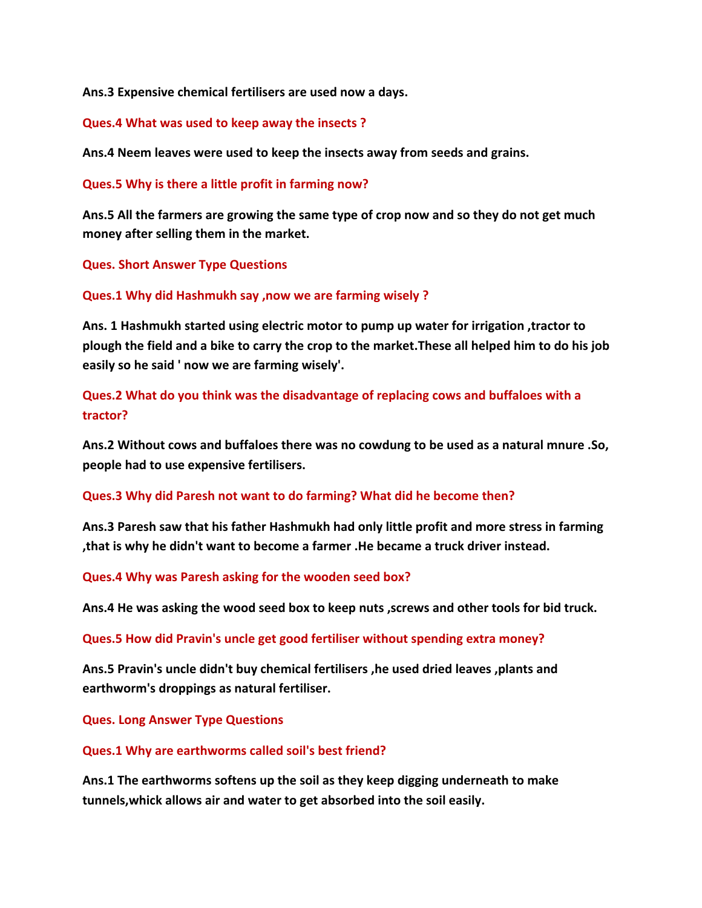**Ans.3 Expensive chemical fertilisers are used now a days.**

**Ques.4 What was used to keep away the insects ?**

**Ans.4 Neem leaves were used to keep the insects away from seeds and grains.**

**Ques.5 Why is there a little profit in farming now?**

**Ans.5 All the farmers are growing the same type of crop now and so they do not get much money after selling them in the market.**

**Ques. Short Answer Type Questions**

**Ques.1 Why did Hashmukh say ,now we are farming wisely ?**

**Ans. 1 Hashmukh started using electric motor to pump up water for irrigation ,tractor to plough the field and a bike to carry the crop to the market.These all helped him to do his job easily so he said ' now we are farming wisely'.**

**Ques.2 What do you think was the disadvantage of replacing cows and buffaloes with a tractor?**

**Ans.2 Without cows and buffaloes there was no cowdung to be used as a natural mnure .So, people had to use expensive fertilisers.**

**Ques.3 Why did Paresh not want to do farming? What did he become then?**

**Ans.3 Paresh saw that his father Hashmukh had only little profit and more stress in farming ,that is why he didn't want to become a farmer .He became a truck driver instead.**

**Ques.4 Why was Paresh asking for the wooden seed box?**

**Ans.4 He was asking the wood seed box to keep nuts ,screws and other tools for bid truck.**

**Ques.5 How did Pravin's uncle get good fertiliser without spending extra money?**

**Ans.5 Pravin's uncle didn't buy chemical fertilisers ,he used dried leaves ,plants and earthworm's droppings as natural fertiliser.**

**Ques. Long Answer Type Questions**

**Ques.1 Why are earthworms called soil's best friend?**

**Ans.1 The earthworms softens up the soil as they keep digging underneath to make tunnels,whick allows air and water to get absorbed into the soil easily.**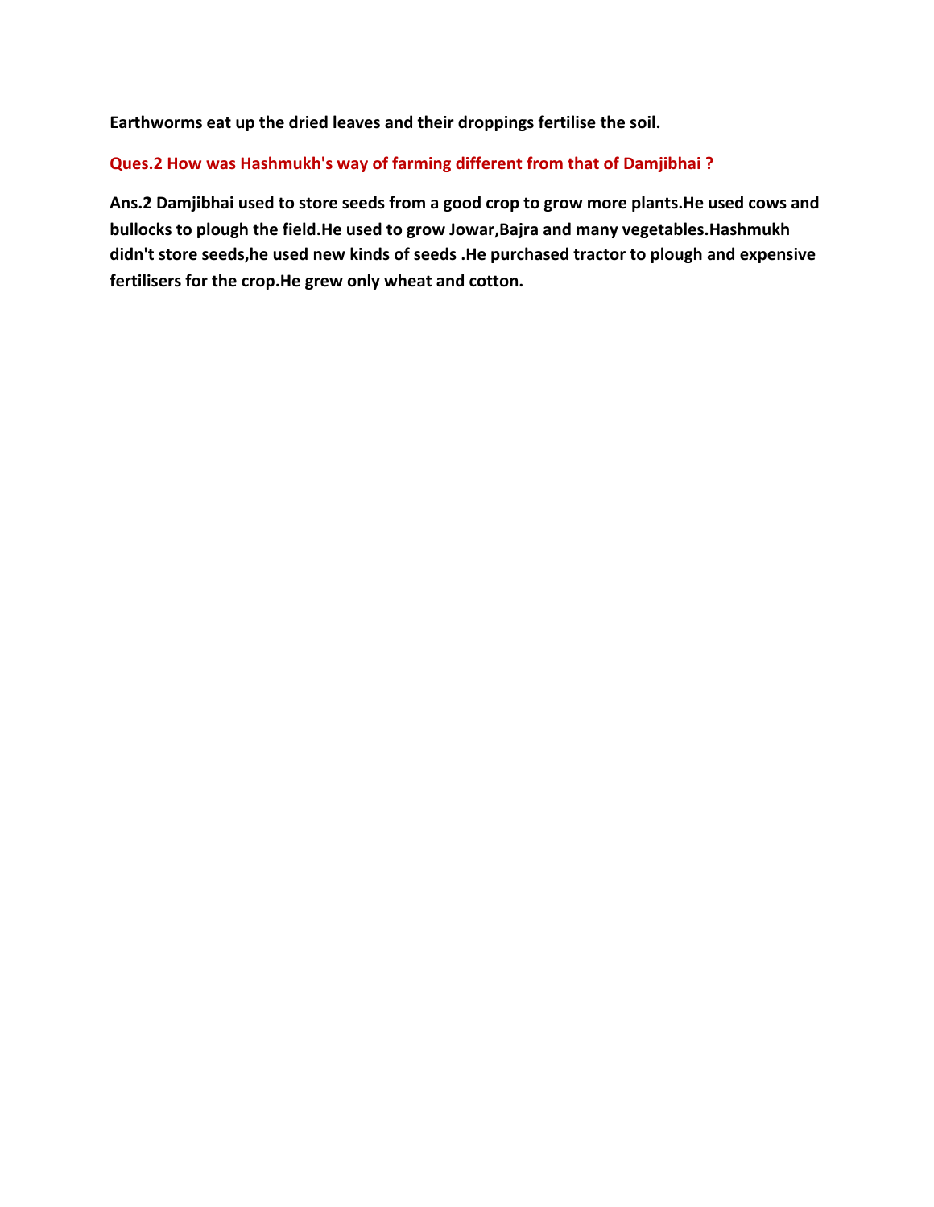**Earthworms eat up the dried leaves and their droppings fertilise the soil.**

**Ques.2 How was Hashmukh's way of farming different from that of Damjibhai ?**

**Ans.2 Damjibhai used to store seeds from a good crop to grow more plants.He used cows and bullocks to plough the field.He used to grow Jowar,Bajra and many vegetables.Hashmukh didn't store seeds,he used new kinds of seeds .He purchased tractor to plough and expensive fertilisers for the crop.He grew only wheat and cotton.**